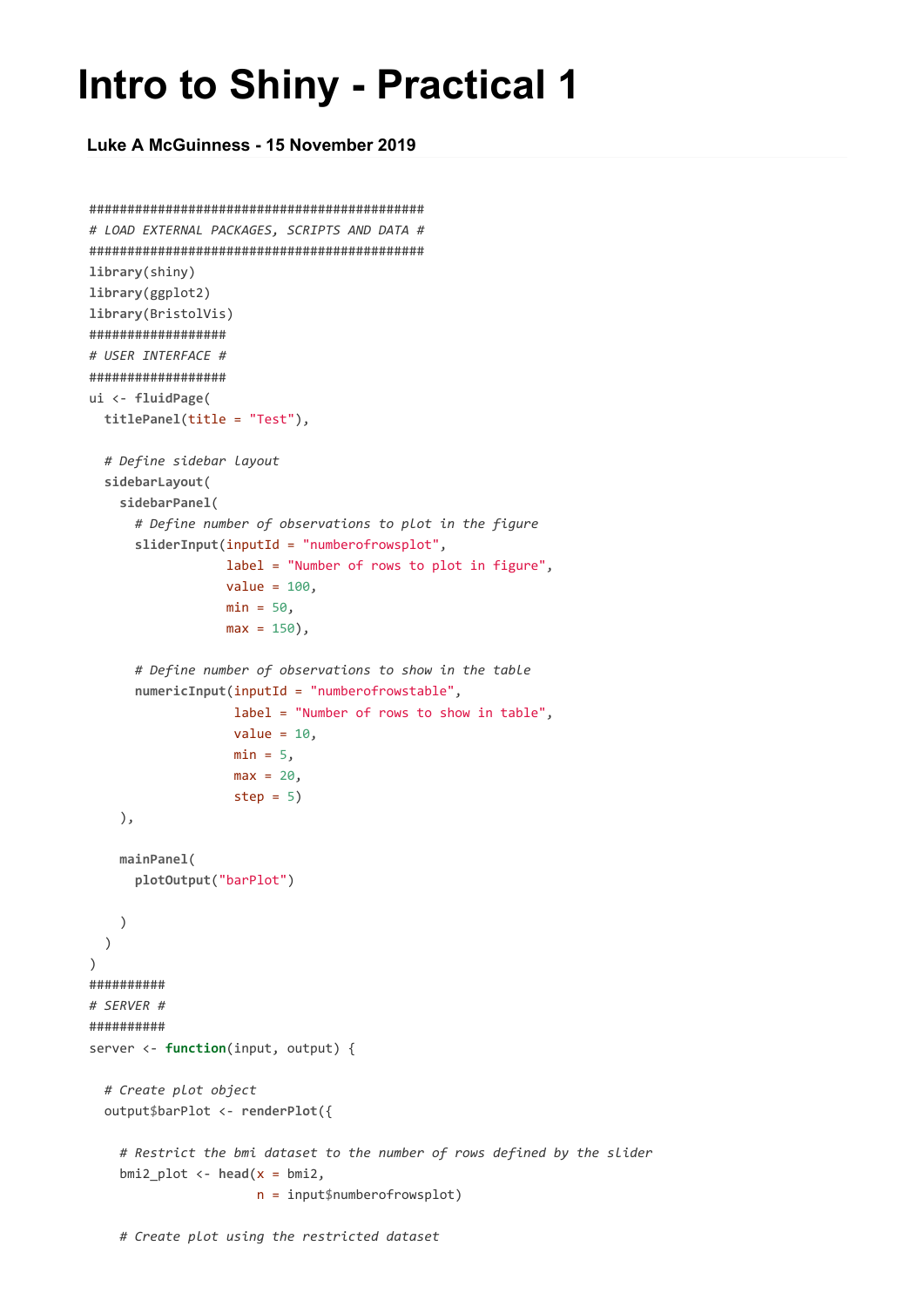# Intro to Shiny - Practical 1

### Luke A McGuinness - 15 November 2019

```
############################################
# LOAD EXTERNAL PACKAGES, SCRIPTS AND DATA #
############################################
library(shiny)
library(ggplot2)
library(BristolVis)
##################
# USER INTERFACE #
##################
ui <- fluidPage(
  titlePanel(title = "Test"),

  # Define sidebar layout
  sidebarLayout(
    sidebarPanel(
      # Define number of observations to plot in the figure
      sliderInput(inputId = "numberofrowsplot",
                  label = "Number of rows to plot in figure",
                  value = 100,
                  min = 50,
                  max = 150),

      # Define number of observations to show in the table
      numericInput(inputId = "numberofrowstable",
                   label = "Number of rows to show in table",
                   value = 10,
                   min = 5,
                   max = 20,
                   step = 5)
    ),

    mainPanel(
      plotOutput("barPlot")

    )
  )
)
##########
# SERVER #
##########
server <- function(input, output) {

  # Create plot object
  output$barPlot <- renderPlot({

    # Restrict the bmi dataset to the number of rows defined by the slider
    bmi2_plot <- head(x = bmi2,
                      n = input$numberofrowsplot)

    # Create plot using the restricted dataset
```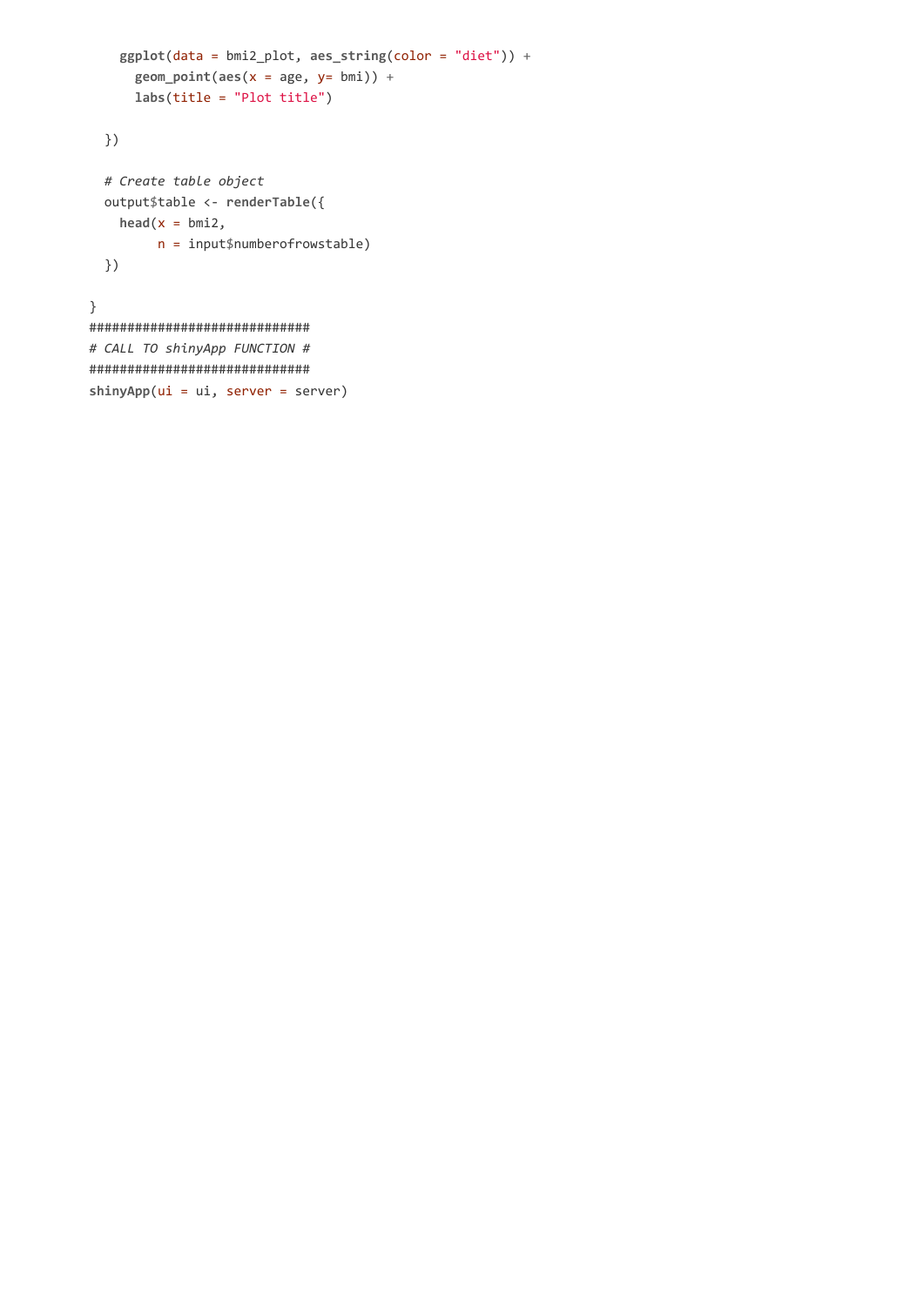```
    ggplot(data = bmi2_plot, aes_string(color = "diet")) +
      geom_point(aes(x = age, y= bmi)) +
      labs(title = "Plot title")

  })

  # Create table object
  output$table <- renderTable({
    head(x = bmi2,
         n = input$numberofrowstable)
  })

}
#############################
# CALL TO shinyApp FUNCTION #
#############################
shinyApp(ui = ui, server = server)
```